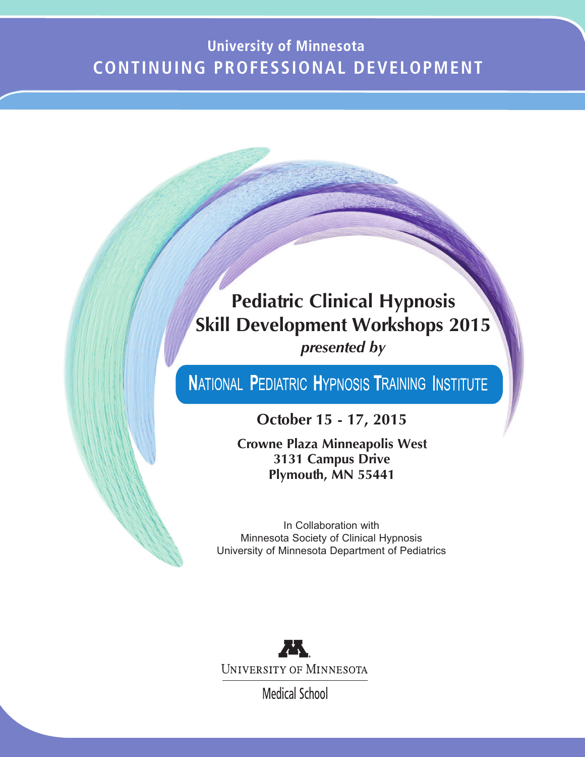University of Minnesota

CONTINUING PROFESSIONAL DEVELOPMENT

# Pediatric Clinical Hypnosis Skill Development Workshops 2015

***presented by***

## NATIONAL PEDIATRIC HYPNOSIS TRAINING INSTITUTE

**October 15 - 17, 2015**

**Crowne Plaza Minneapolis West**
**3131 Campus Drive**
**Plymouth, MN 55441**

In Collaboration with
Minnesota Society of Clinical Hypnosis
University of Minnesota Department of Pediatrics

UNIVERSITY OF MINNESOTA

Medical School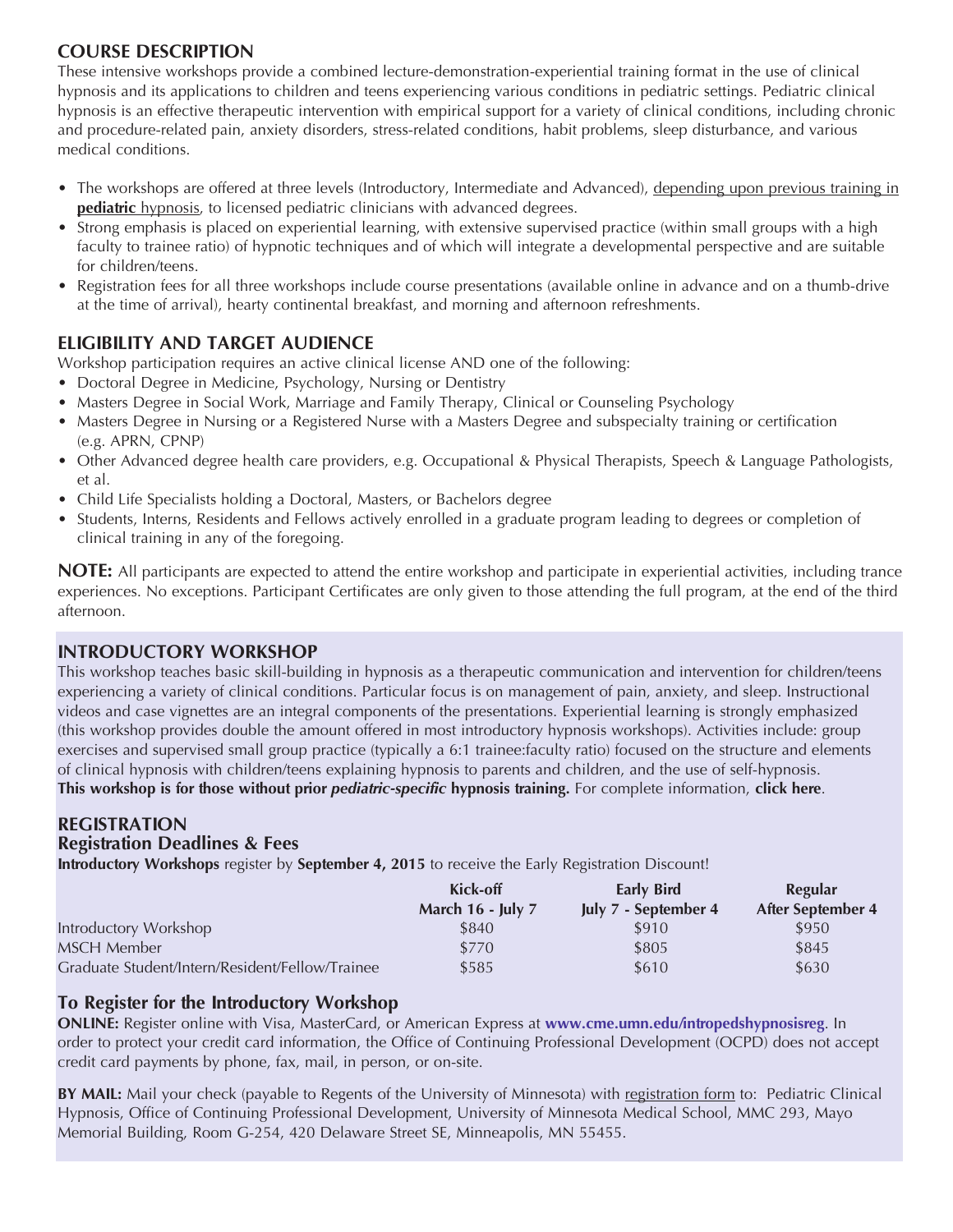## COURSE DESCRIPTION

These intensive workshops provide a combined lecture-demonstration-experiential training format in the use of clinical hypnosis and its applications to children and teens experiencing various conditions in pediatric settings. Pediatric clinical hypnosis is an effective therapeutic intervention with empirical support for a variety of clinical conditions, including chronic and procedure-related pain, anxiety disorders, stress-related conditions, habit problems, sleep disturbance, and various medical conditions.

- The workshops are offered at three levels (Introductory, Intermediate and Advanced), depending upon previous training in **pediatric** hypnosis, to licensed pediatric clinicians with advanced degrees.
- Strong emphasis is placed on experiential learning, with extensive supervised practice (within small groups with a high faculty to trainee ratio) of hypnotic techniques and of which will integrate a developmental perspective and are suitable for children/teens.
- Registration fees for all three workshops include course presentations (available online in advance and on a thumb-drive at the time of arrival), hearty continental breakfast, and morning and afternoon refreshments.

## ELIGIBILITY AND TARGET AUDIENCE

Workshop participation requires an active clinical license AND one of the following:

- Doctoral Degree in Medicine, Psychology, Nursing or Dentistry
- Masters Degree in Social Work, Marriage and Family Therapy, Clinical or Counseling Psychology
- Masters Degree in Nursing or a Registered Nurse with a Masters Degree and subspecialty training or certification (e.g. APRN, CPNP)
- Other Advanced degree health care providers, e.g. Occupational & Physical Therapists, Speech & Language Pathologists, et al.
- Child Life Specialists holding a Doctoral, Masters, or Bachelors degree
- Students, Interns, Residents and Fellows actively enrolled in a graduate program leading to degrees or completion of clinical training in any of the foregoing.

**NOTE:** All participants are expected to attend the entire workshop and participate in experiential activities, including trance experiences. No exceptions. Participant Certificates are only given to those attending the full program, at the end of the third afternoon.

## INTRODUCTORY WORKSHOP

This workshop teaches basic skill-building in hypnosis as a therapeutic communication and intervention for children/teens experiencing a variety of clinical conditions. Particular focus is on management of pain, anxiety, and sleep. Instructional videos and case vignettes are an integral components of the presentations. Experiential learning is strongly emphasized (this workshop provides double the amount offered in most introductory hypnosis workshops). Activities include: group exercises and supervised small group practice (typically a 6:1 trainee:faculty ratio) focused on the structure and elements of clinical hypnosis with children/teens explaining hypnosis to parents and children, and the use of self-hypnosis. **This workshop is for those without prior *pediatric-specific* hypnosis training.** For complete information, **click here**.

## REGISTRATION

### Registration Deadlines & Fees

**Introductory Workshops** register by **September 4, 2015** to receive the Early Registration Discount!

| | Kick-off March 16 - July 7 | Early Bird July 7 - September 4 | Regular After September 4 |
|---|---|---|---|
| Introductory Workshop | $840 | $910 | $950 |
| MSCH Member | $770 | $805 | $845 |
| Graduate Student/Intern/Resident/Fellow/Trainee | $585 | $610 | $630 |

### To Register for the Introductory Workshop

**ONLINE:** Register online with Visa, MasterCard, or American Express at **www.cme.umn.edu/intropedshypnosisreg**. In order to protect your credit card information, the Office of Continuing Professional Development (OCPD) does not accept credit card payments by phone, fax, mail, in person, or on-site.

**BY MAIL:** Mail your check (payable to Regents of the University of Minnesota) with registration form to: Pediatric Clinical Hypnosis, Office of Continuing Professional Development, University of Minnesota Medical School, MMC 293, Mayo Memorial Building, Room G-254, 420 Delaware Street SE, Minneapolis, MN 55455.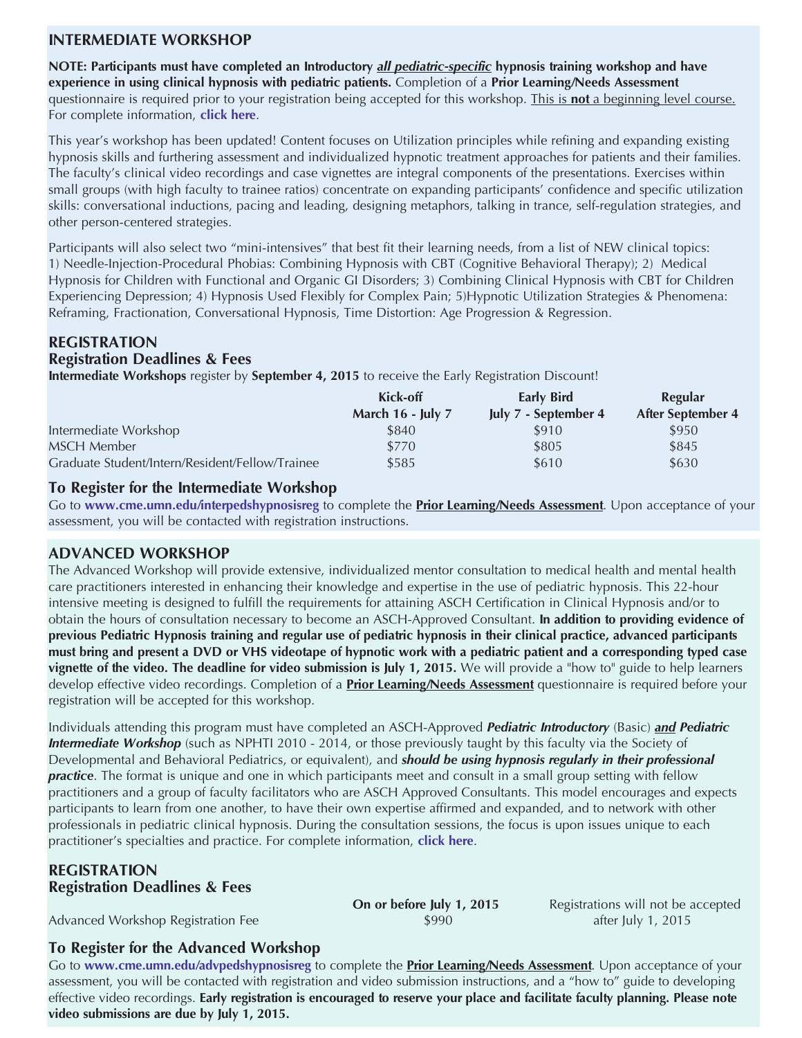## INTERMEDIATE WORKSHOP

**NOTE: Participants must have completed an Introductory *all pediatric-specific* hypnosis training workshop and have experience in using clinical hypnosis with pediatric patients.** Completion of a **Prior Learning/Needs Assessment** questionnaire is required prior to your registration being accepted for this workshop. This is **not** a beginning level course. For complete information, **click here**.

This year's workshop has been updated! Content focuses on Utilization principles while refining and expanding existing hypnosis skills and furthering assessment and individualized hypnotic treatment approaches for patients and their families. The faculty's clinical video recordings and case vignettes are integral components of the presentations. Exercises within small groups (with high faculty to trainee ratios) concentrate on expanding participants' confidence and specific utilization skills: conversational inductions, pacing and leading, designing metaphors, talking in trance, self-regulation strategies, and other person-centered strategies.

Participants will also select two "mini-intensives" that best fit their learning needs, from a list of NEW clinical topics: 1) Needle-Injection-Procedural Phobias: Combining Hypnosis with CBT (Cognitive Behavioral Therapy); 2) Medical Hypnosis for Children with Functional and Organic GI Disorders; 3) Combining Clinical Hypnosis with CBT for Children Experiencing Depression; 4) Hypnosis Used Flexibly for Complex Pain; 5)Hypnotic Utilization Strategies & Phenomena: Reframing, Fractionation, Conversational Hypnosis, Time Distortion: Age Progression & Regression.

### REGISTRATION

### Registration Deadlines & Fees

**Intermediate Workshops** register by **September 4, 2015** to receive the Early Registration Discount!

| | Kick-off<br>March 16 - July 7 | Early Bird<br>July 7 - September 4 | Regular<br>After September 4 |
|---|---|---|---|
| Intermediate Workshop | $840 | $910 | $950 |
| MSCH Member | $770 | $805 | $845 |
| Graduate Student/Intern/Resident/Fellow/Trainee | $585 | $610 | $630 |

### To Register for the Intermediate Workshop

Go to **www.cme.umn.edu/interpedshypnosisreg** to complete the **Prior Learning/Needs Assessment**. Upon acceptance of your assessment, you will be contacted with registration instructions.

## ADVANCED WORKSHOP

The Advanced Workshop will provide extensive, individualized mentor consultation to medical health and mental health care practitioners interested in enhancing their knowledge and expertise in the use of pediatric hypnosis. This 22-hour intensive meeting is designed to fulfill the requirements for attaining ASCH Certification in Clinical Hypnosis and/or to obtain the hours of consultation necessary to become an ASCH-Approved Consultant. **In addition to providing evidence of previous Pediatric Hypnosis training and regular use of pediatric hypnosis in their clinical practice, advanced participants must bring and present a DVD or VHS videotape of hypnotic work with a pediatric patient and a corresponding typed case vignette of the video. The deadline for video submission is July 1, 2015.** We will provide a "how to" guide to help learners develop effective video recordings. Completion of a **Prior Learning/Needs Assessment** questionnaire is required before your registration will be accepted for this workshop.

Individuals attending this program must have completed an ASCH-Approved ***Pediatric Introductory*** (Basic) ***and Pediatric Intermediate Workshop*** (such as NPHTI 2010 - 2014, or those previously taught by this faculty via the Society of Developmental and Behavioral Pediatrics, or equivalent), and ***should be using hypnosis regularly in their professional practice***. The format is unique and one in which participants meet and consult in a small group setting with fellow practitioners and a group of faculty facilitators who are ASCH Approved Consultants. This model encourages and expects participants to learn from one another, to have their own expertise affirmed and expanded, and to network with other professionals in pediatric clinical hypnosis. During the consultation sessions, the focus is upon issues unique to each practitioner's specialties and practice. For complete information, **click here**.

### REGISTRATION

### Registration Deadlines & Fees

| | On or before July 1, 2015 | Registrations will not be accepted after July 1, 2015 |
|---|---|---|
| Advanced Workshop Registration Fee | $990 | |

### To Register for the Advanced Workshop

Go to **www.cme.umn.edu/advpedshypnosisreg** to complete the **Prior Learning/Needs Assessment**. Upon acceptance of your assessment, you will be contacted with registration and video submission instructions, and a "how to" guide to developing effective video recordings. **Early registration is encouraged to reserve your place and facilitate faculty planning. Please note video submissions are due by July 1, 2015.**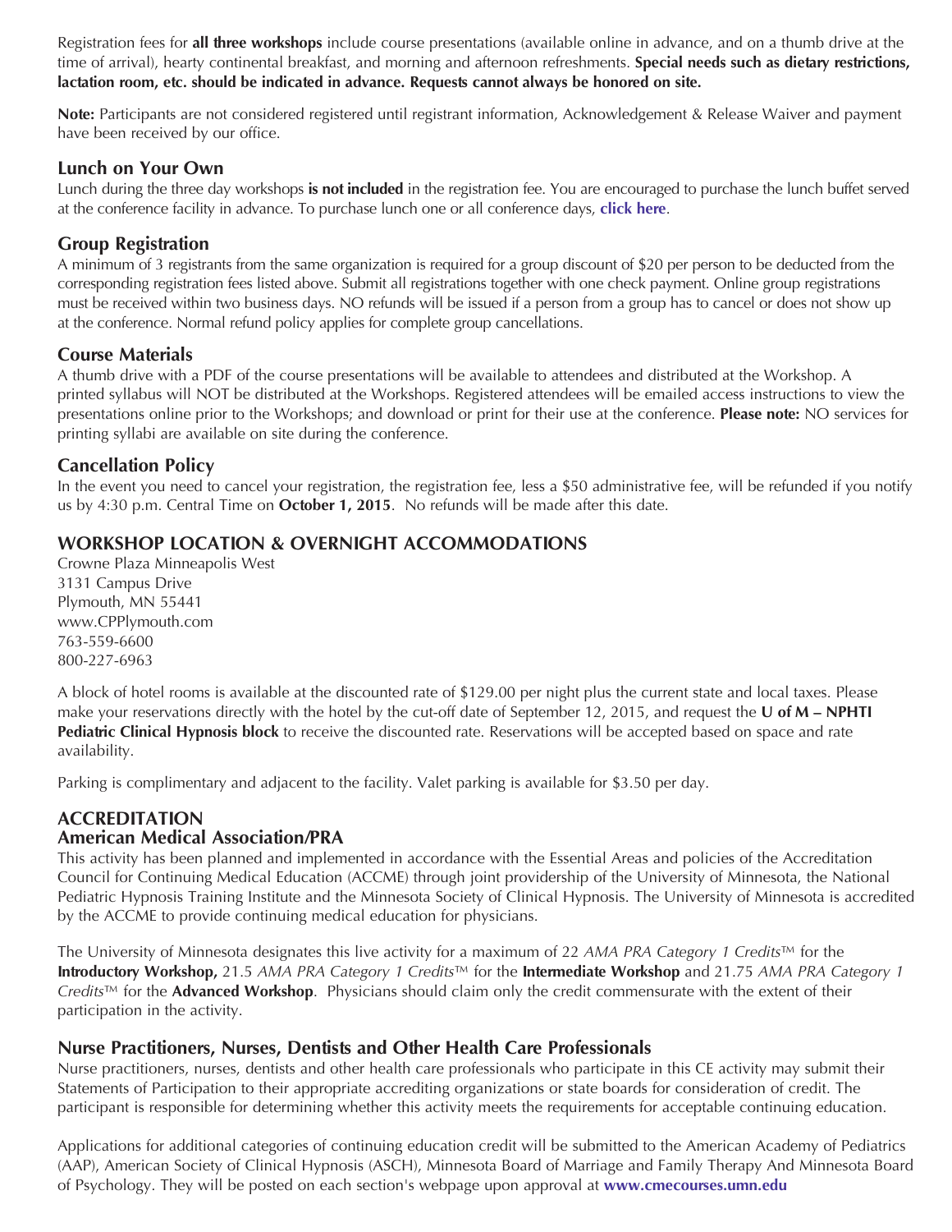Registration fees for **all three workshops** include course presentations (available online in advance, and on a thumb drive at the time of arrival), hearty continental breakfast, and morning and afternoon refreshments. **Special needs such as dietary restrictions, lactation room, etc. should be indicated in advance. Requests cannot always be honored on site.**

**Note:** Participants are not considered registered until registrant information, Acknowledgement & Release Waiver and payment have been received by our office.

## Lunch on Your Own

Lunch during the three day workshops **is not included** in the registration fee. You are encouraged to purchase the lunch buffet served at the conference facility in advance. To purchase lunch one or all conference days, **click here**.

## Group Registration

A minimum of 3 registrants from the same organization is required for a group discount of $20 per person to be deducted from the corresponding registration fees listed above. Submit all registrations together with one check payment. Online group registrations must be received within two business days. NO refunds will be issued if a person from a group has to cancel or does not show up at the conference. Normal refund policy applies for complete group cancellations.

## Course Materials

A thumb drive with a PDF of the course presentations will be available to attendees and distributed at the Workshop. A printed syllabus will NOT be distributed at the Workshops. Registered attendees will be emailed access instructions to view the presentations online prior to the Workshops; and download or print for their use at the conference. **Please note:** NO services for printing syllabi are available on site during the conference.

## Cancellation Policy

In the event you need to cancel your registration, the registration fee, less a $50 administrative fee, will be refunded if you notify us by 4:30 p.m. Central Time on **October 1, 2015**. No refunds will be made after this date.

## WORKSHOP LOCATION & OVERNIGHT ACCOMMODATIONS

Crowne Plaza Minneapolis West
3131 Campus Drive
Plymouth, MN 55441
www.CPPlymouth.com
763-559-6600
800-227-6963

A block of hotel rooms is available at the discounted rate of $129.00 per night plus the current state and local taxes. Please make your reservations directly with the hotel by the cut-off date of September 12, 2015, and request the **U of M – NPHTI Pediatric Clinical Hypnosis block** to receive the discounted rate. Reservations will be accepted based on space and rate availability.

Parking is complimentary and adjacent to the facility. Valet parking is available for $3.50 per day.

## ACCREDITATION

### American Medical Association/PRA

This activity has been planned and implemented in accordance with the Essential Areas and policies of the Accreditation Council for Continuing Medical Education (ACCME) through joint providership of the University of Minnesota, the National Pediatric Hypnosis Training Institute and the Minnesota Society of Clinical Hypnosis. The University of Minnesota is accredited by the ACCME to provide continuing medical education for physicians.

The University of Minnesota designates this live activity for a maximum of 22 *AMA PRA Category 1 Credits*™ for the **Introductory Workshop,** 21.5 *AMA PRA Category 1 Credits*™ for the **Intermediate Workshop** and 21.75 *AMA PRA Category 1 Credits*™ for the **Advanced Workshop**. Physicians should claim only the credit commensurate with the extent of their participation in the activity.

### Nurse Practitioners, Nurses, Dentists and Other Health Care Professionals

Nurse practitioners, nurses, dentists and other health care professionals who participate in this CE activity may submit their Statements of Participation to their appropriate accrediting organizations or state boards for consideration of credit. The participant is responsible for determining whether this activity meets the requirements for acceptable continuing education.

Applications for additional categories of continuing education credit will be submitted to the American Academy of Pediatrics (AAP), American Society of Clinical Hypnosis (ASCH), Minnesota Board of Marriage and Family Therapy And Minnesota Board of Psychology. They will be posted on each section's webpage upon approval at **www.cmecourses.umn.edu**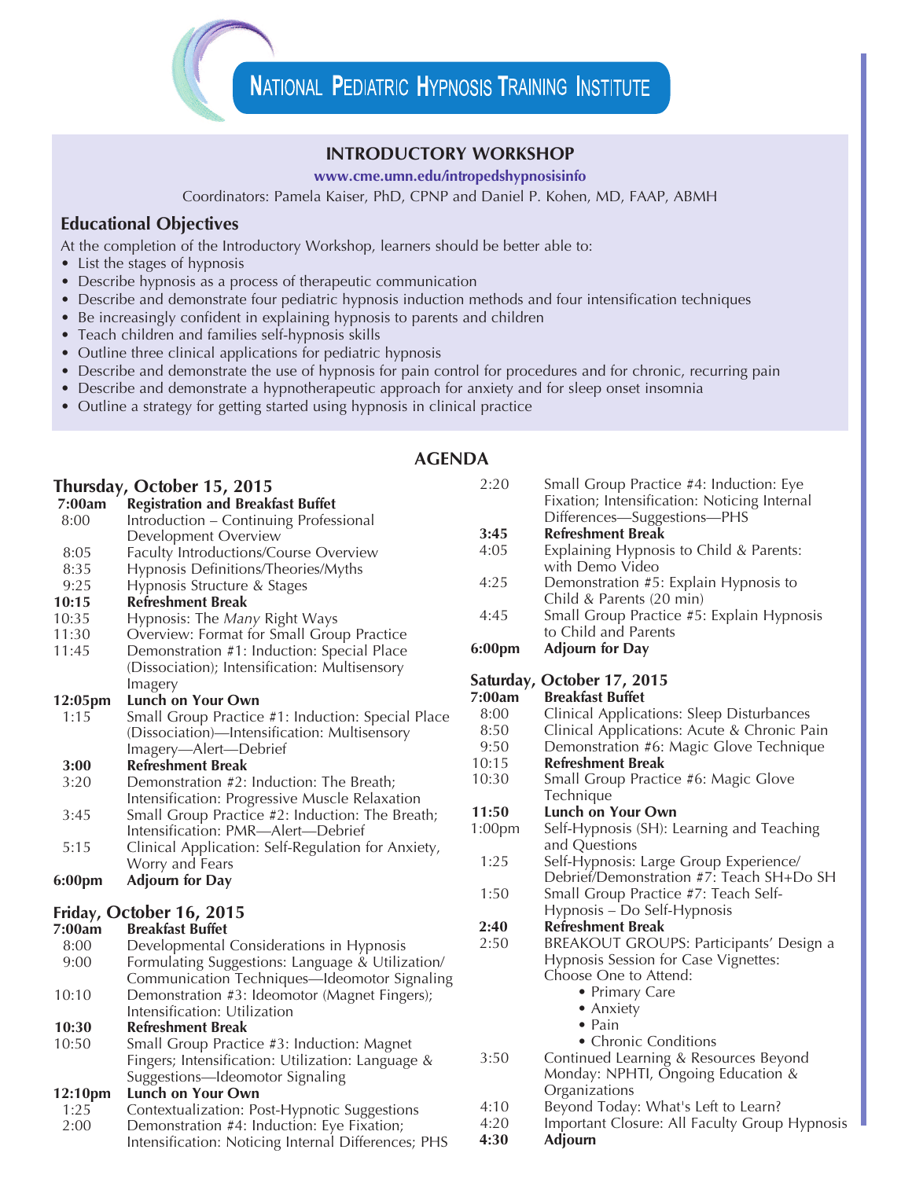# National Pediatric Hypnosis Training Institute

## INTRODUCTORY WORKSHOP

www.cme.umn.edu/intropedshypnosisinfo

Coordinators: Pamela Kaiser, PhD, CPNP and Daniel P. Kohen, MD, FAAP, ABMH

### Educational Objectives

At the completion of the Introductory Workshop, learners should be better able to:

- List the stages of hypnosis
- Describe hypnosis as a process of therapeutic communication
- Describe and demonstrate four pediatric hypnosis induction methods and four intensification techniques
- Be increasingly confident in explaining hypnosis to parents and children
- Teach children and families self-hypnosis skills
- Outline three clinical applications for pediatric hypnosis
- Describe and demonstrate the use of hypnosis for pain control for procedures and for chronic, recurring pain
- Describe and demonstrate a hypnotherapeutic approach for anxiety and for sleep onset insomnia
- Outline a strategy for getting started using hypnosis in clinical practice

## AGENDA

### Thursday, October 15, 2015

| | |
|---|---|
| **7:00am** | **Registration and Breakfast Buffet** |
| 8:00 | Introduction – Continuing Professional Development Overview |
| 8:05 | Faculty Introductions/Course Overview |
| 8:35 | Hypnosis Definitions/Theories/Myths |
| 9:25 | Hypnosis Structure & Stages |
| **10:15** | **Refreshment Break** |
| 10:35 | Hypnosis: The *Many* Right Ways |
| 11:30 | Overview: Format for Small Group Practice |
| 11:45 | Demonstration #1: Induction: Special Place (Dissociation); Intensification: Multisensory Imagery |
| **12:05pm** | **Lunch on Your Own** |
| 1:15 | Small Group Practice #1: Induction: Special Place (Dissociation)—Intensification: Multisensory Imagery—Alert—Debrief |
| **3:00** | **Refreshment Break** |
| 3:20 | Demonstration #2: Induction: The Breath; Intensification: Progressive Muscle Relaxation |
| 3:45 | Small Group Practice #2: Induction: The Breath; Intensification: PMR—Alert—Debrief |
| 5:15 | Clinical Application: Self-Regulation for Anxiety, Worry and Fears |
| **6:00pm** | **Adjourn for Day** |

### Friday, October 16, 2015

| | |
|---|---|
| **7:00am** | **Breakfast Buffet** |
| 8:00 | Developmental Considerations in Hypnosis |
| 9:00 | Formulating Suggestions: Language & Utilization/ Communication Techniques—Ideomotor Signaling |
| 10:10 | Demonstration #3: Ideomotor (Magnet Fingers); Intensification: Utilization |
| **10:30** | **Refreshment Break** |
| 10:50 | Small Group Practice #3: Induction: Magnet Fingers; Intensification: Utilization: Language & Suggestions—Ideomotor Signaling |
| **12:10pm** | **Lunch on Your Own** |
| 1:25 | Contextualization: Post-Hypnotic Suggestions |
| 2:00 | Demonstration #4: Induction: Eye Fixation; Intensification: Noticing Internal Differences; PHS |
| 2:20 | Small Group Practice #4: Induction: Eye Fixation; Intensification: Noticing Internal Differences—Suggestions—PHS |
| **3:45** | **Refreshment Break** |
| 4:05 | Explaining Hypnosis to Child & Parents: with Demo Video |
| 4:25 | Demonstration #5: Explain Hypnosis to Child & Parents (20 min) |
| 4:45 | Small Group Practice #5: Explain Hypnosis to Child and Parents |
| **6:00pm** | **Adjourn for Day** |

### Saturday, October 17, 2015

| | |
|---|---|
| **7:00am** | **Breakfast Buffet** |
| 8:00 | Clinical Applications: Sleep Disturbances |
| 8:50 | Clinical Applications: Acute & Chronic Pain |
| 9:50 | Demonstration #6: Magic Glove Technique |
| 10:15 | **Refreshment Break** |
| 10:30 | Small Group Practice #6: Magic Glove Technique |
| **11:50** | **Lunch on Your Own** |
| 1:00pm | Self-Hypnosis (SH): Learning and Teaching and Questions |
| 1:25 | Self-Hypnosis: Large Group Experience/ Debrief/Demonstration #7: Teach SH+Do SH |
| 1:50 | Small Group Practice #7: Teach Self-Hypnosis – Do Self-Hypnosis |
| **2:40** | **Refreshment Break** |
| 2:50 | BREAKOUT GROUPS: Participants' Design a Hypnosis Session for Case Vignettes: Choose One to Attend: • Primary Care • Anxiety • Pain • Chronic Conditions |
| 3:50 | Continued Learning & Resources Beyond Monday: NPHTI, Ongoing Education & Organizations |
| 4:10 | Beyond Today: What's Left to Learn? |
| 4:20 | Important Closure: All Faculty Group Hypnosis |
| **4:30** | **Adjourn** |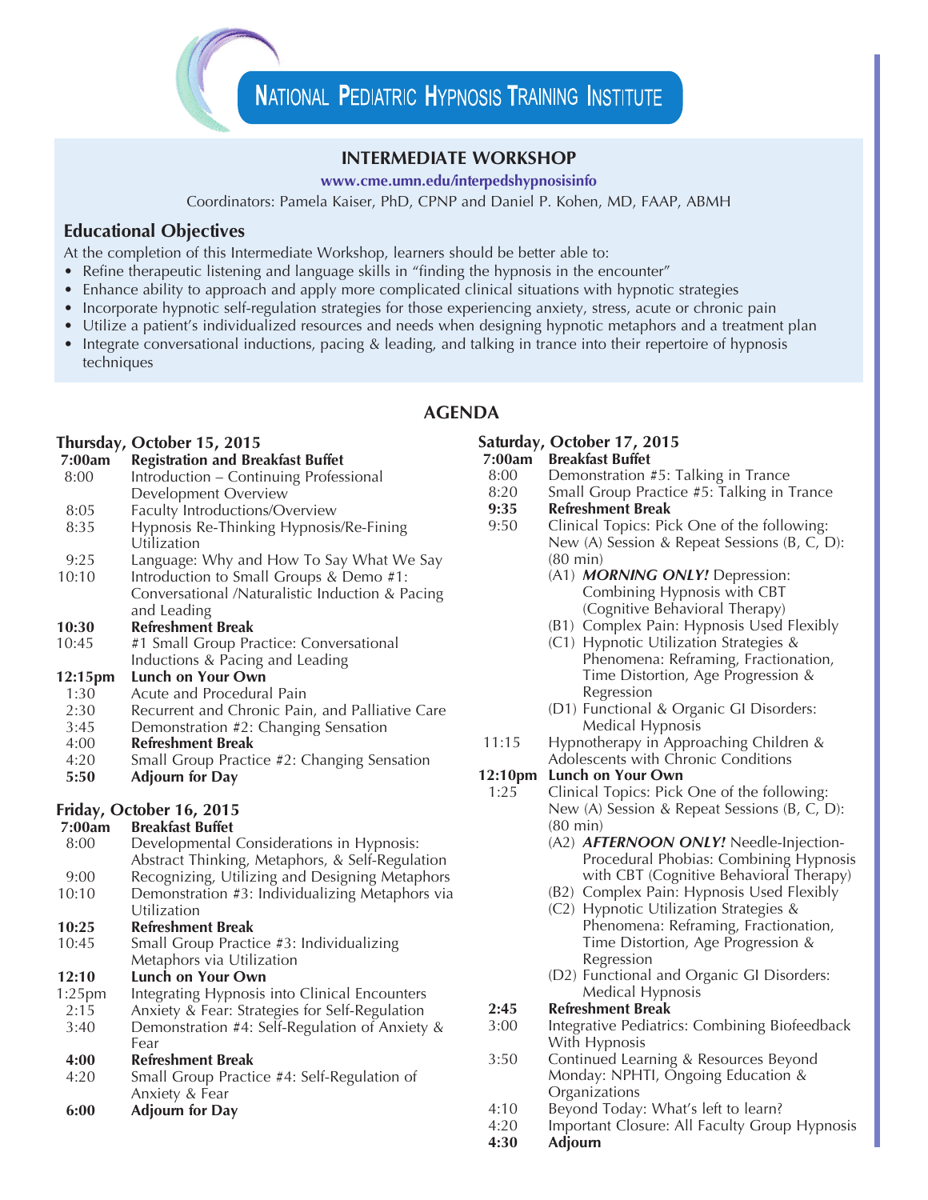# National Pediatric Hypnosis Training Institute

## INTERMEDIATE WORKSHOP

**www.cme.umn.edu/interpedshypnosisinfo**

Coordinators: Pamela Kaiser, PhD, CPNP and Daniel P. Kohen, MD, FAAP, ABMH

### Educational Objectives

At the completion of this Intermediate Workshop, learners should be better able to:

- Refine therapeutic listening and language skills in "finding the hypnosis in the encounter"
- Enhance ability to approach and apply more complicated clinical situations with hypnotic strategies
- Incorporate hypnotic self-regulation strategies for those experiencing anxiety, stress, acute or chronic pain
- Utilize a patient's individualized resources and needs when designing hypnotic metaphors and a treatment plan
- Integrate conversational inductions, pacing & leading, and talking in trance into their repertoire of hypnosis techniques

## AGENDA

### Thursday, October 15, 2015

| Time | Session |
|---|---|
| **7:00am** | **Registration and Breakfast Buffet** |
| 8:00 | Introduction – Continuing Professional Development Overview |
| 8:05 | Faculty Introductions/Overview |
| 8:35 | Hypnosis Re-Thinking Hypnosis/Re-Fining Utilization |
| 9:25 | Language: Why and How To Say What We Say |
| 10:10 | Introduction to Small Groups & Demo #1: Conversational /Naturalistic Induction & Pacing and Leading |
| **10:30** | **Refreshment Break** |
| 10:45 | #1 Small Group Practice: Conversational Inductions & Pacing and Leading |
| **12:15pm** | **Lunch on Your Own** |
| 1:30 | Acute and Procedural Pain |
| 2:30 | Recurrent and Chronic Pain, and Palliative Care |
| 3:45 | Demonstration #2: Changing Sensation |
| **4:00** | **Refreshment Break** |
| 4:20 | Small Group Practice #2: Changing Sensation |
| **5:50** | **Adjourn for Day** |

### Friday, October 16, 2015

| Time | Session |
|---|---|
| **7:00am** | **Breakfast Buffet** |
| 8:00 | Developmental Considerations in Hypnosis: Abstract Thinking, Metaphors, & Self-Regulation |
| 9:00 | Recognizing, Utilizing and Designing Metaphors |
| 10:10 | Demonstration #3: Individualizing Metaphors via Utilization |
| **10:25** | **Refreshment Break** |
| 10:45 | Small Group Practice #3: Individualizing Metaphors via Utilization |
| **12:10** | **Lunch on Your Own** |
| 1:25pm | Integrating Hypnosis into Clinical Encounters |
| 2:15 | Anxiety & Fear: Strategies for Self-Regulation |
| 3:40 | Demonstration #4: Self-Regulation of Anxiety & Fear |
| **4:00** | **Refreshment Break** |
| 4:20 | Small Group Practice #4: Self-Regulation of Anxiety & Fear |
| **6:00** | **Adjourn for Day** |

### Saturday, October 17, 2015

| Time | Session |
|---|---|
| **7:00am** | **Breakfast Buffet** |
| 8:00 | Demonstration #5: Talking in Trance |
| 8:20 | Small Group Practice #5: Talking in Trance |
| **9:35** | **Refreshment Break** |
| 9:50 | Clinical Topics: Pick One of the following: New (A) Session & Repeat Sessions (B, C, D): (80 min)<br>(A1) ***MORNING ONLY!*** Depression: Combining Hypnosis with CBT (Cognitive Behavioral Therapy)<br>(B1) Complex Pain: Hypnosis Used Flexibly<br>(C1) Hypnotic Utilization Strategies & Phenomena: Reframing, Fractionation, Time Distortion, Age Progression & Regression<br>(D1) Functional & Organic GI Disorders: Medical Hypnosis |
| 11:15 | Hypnotherapy in Approaching Children & Adolescents with Chronic Conditions |
| **12:10pm** | **Lunch on Your Own** |
| 1:25 | Clinical Topics: Pick One of the following: New (A) Session & Repeat Sessions (B, C, D): (80 min)<br>(A2) ***AFTERNOON ONLY!*** Needle-Injection-Procedural Phobias: Combining Hypnosis with CBT (Cognitive Behavioral Therapy)<br>(B2) Complex Pain: Hypnosis Used Flexibly<br>(C2) Hypnotic Utilization Strategies & Phenomena: Reframing, Fractionation, Time Distortion, Age Progression & Regression<br>(D2) Functional and Organic GI Disorders: Medical Hypnosis |
| **2:45** | **Refreshment Break** |
| 3:00 | Integrative Pediatrics: Combining Biofeedback With Hypnosis |
| 3:50 | Continued Learning & Resources Beyond Monday: NPHTI, Ongoing Education & Organizations |
| 4:10 | Beyond Today: What's left to learn? |
| 4:20 | Important Closure: All Faculty Group Hypnosis |
| **4:30** | **Adjourn** |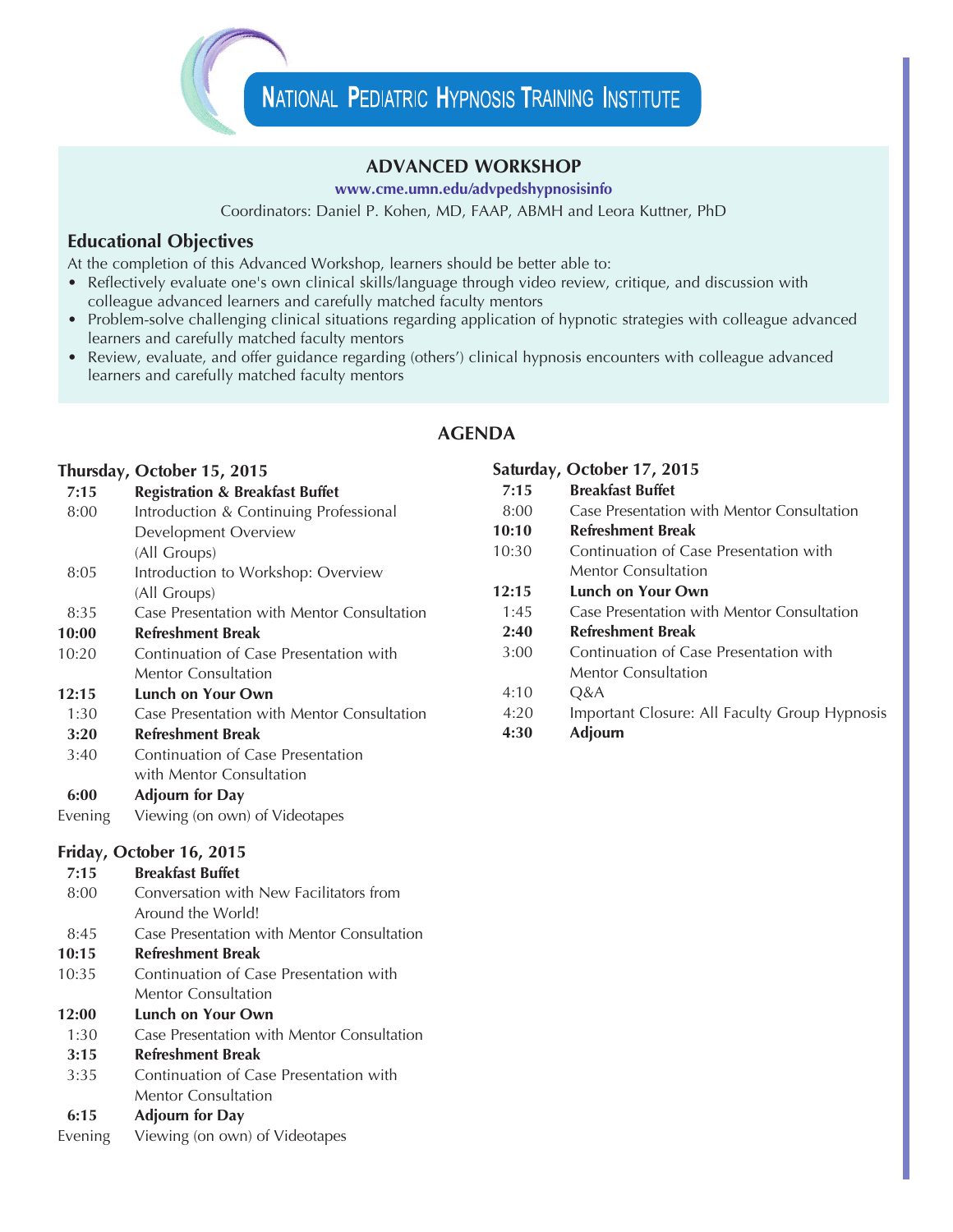# National Pediatric Hypnosis Training Institute

## ADVANCED WORKSHOP

**www.cme.umn.edu/advpedshypnosisinfo**

Coordinators: Daniel P. Kohen, MD, FAAP, ABMH and Leora Kuttner, PhD

### Educational Objectives

At the completion of this Advanced Workshop, learners should be better able to:

- Reflectively evaluate one's own clinical skills/language through video review, critique, and discussion with colleague advanced learners and carefully matched faculty mentors
- Problem-solve challenging clinical situations regarding application of hypnotic strategies with colleague advanced learners and carefully matched faculty mentors
- Review, evaluate, and offer guidance regarding (others') clinical hypnosis encounters with colleague advanced learners and carefully matched faculty mentors

## AGENDA

### Thursday, October 15, 2015

| | |
|---|---|
| **7:15** | **Registration & Breakfast Buffet** |
| 8:00 | Introduction & Continuing Professional Development Overview (All Groups) |
| 8:05 | Introduction to Workshop: Overview (All Groups) |
| 8:35 | Case Presentation with Mentor Consultation |
| **10:00** | **Refreshment Break** |
| 10:20 | Continuation of Case Presentation with Mentor Consultation |
| **12:15** | **Lunch on Your Own** |
| 1:30 | Case Presentation with Mentor Consultation |
| **3:20** | **Refreshment Break** |
| 3:40 | Continuation of Case Presentation with Mentor Consultation |
| **6:00** | **Adjourn for Day** |
| Evening | Viewing (on own) of Videotapes |

### Friday, October 16, 2015

| | |
|---|---|
| **7:15** | **Breakfast Buffet** |
| 8:00 | Conversation with New Facilitators from Around the World! |
| 8:45 | Case Presentation with Mentor Consultation |
| **10:15** | **Refreshment Break** |
| 10:35 | Continuation of Case Presentation with Mentor Consultation |
| **12:00** | **Lunch on Your Own** |
| 1:30 | Case Presentation with Mentor Consultation |
| **3:15** | **Refreshment Break** |
| 3:35 | Continuation of Case Presentation with Mentor Consultation |
| **6:15** | **Adjourn for Day** |
| Evening | Viewing (on own) of Videotapes |

### Saturday, October 17, 2015

| | |
|---|---|
| **7:15** | **Breakfast Buffet** |
| 8:00 | Case Presentation with Mentor Consultation |
| **10:10** | **Refreshment Break** |
| 10:30 | Continuation of Case Presentation with Mentor Consultation |
| **12:15** | **Lunch on Your Own** |
| 1:45 | Case Presentation with Mentor Consultation |
| **2:40** | **Refreshment Break** |
| 3:00 | Continuation of Case Presentation with Mentor Consultation |
| 4:10 | Q&A |
| 4:20 | Important Closure: All Faculty Group Hypnosis |
| **4:30** | **Adjourn** |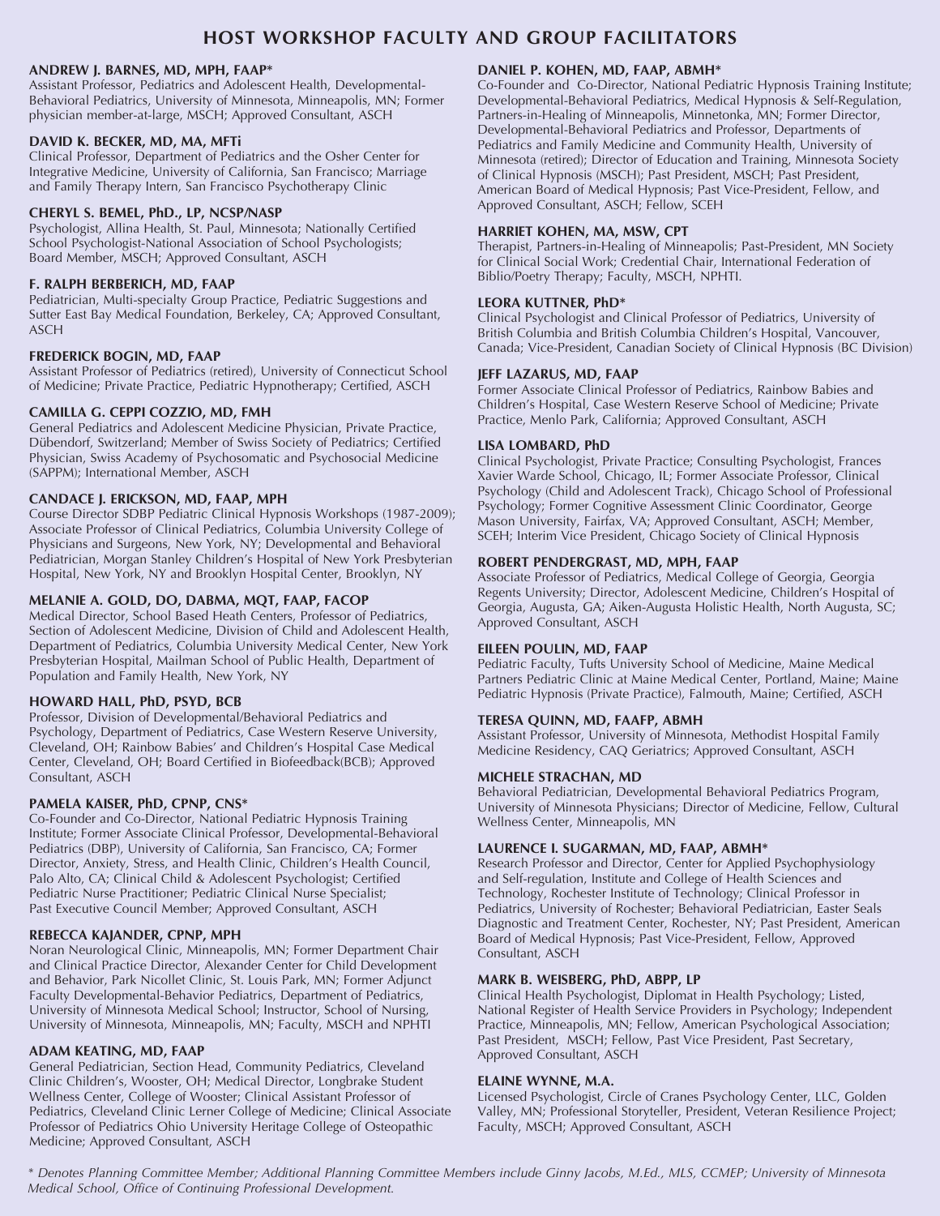# HOST WORKSHOP FACULTY AND GROUP FACILITATORS

**ANDREW J. BARNES, MD, MPH, FAAP***
Assistant Professor, Pediatrics and Adolescent Health, Developmental-Behavioral Pediatrics, University of Minnesota, Minneapolis, MN; Former physician member-at-large, MSCH; Approved Consultant, ASCH

**DAVID K. BECKER, MD, MA, MFTi**
Clinical Professor, Department of Pediatrics and the Osher Center for Integrative Medicine, University of California, San Francisco; Marriage and Family Therapy Intern, San Francisco Psychotherapy Clinic

**CHERYL S. BEMEL, PhD., LP, NCSP/NASP**
Psychologist, Allina Health, St. Paul, Minnesota; Nationally Certified School Psychologist-National Association of School Psychologists; Board Member, MSCH; Approved Consultant, ASCH

**F. RALPH BERBERICH, MD, FAAP**
Pediatrician, Multi-specialty Group Practice, Pediatric Suggestions and Sutter East Bay Medical Foundation, Berkeley, CA; Approved Consultant, ASCH

**FREDERICK BOGIN, MD, FAAP**
Assistant Professor of Pediatrics (retired), University of Connecticut School of Medicine; Private Practice, Pediatric Hypnotherapy; Certified, ASCH

**CAMILLA G. CEPPI COZZIO, MD, FMH**
General Pediatrics and Adolescent Medicine Physician, Private Practice, Dübendorf, Switzerland; Member of Swiss Society of Pediatrics; Certified Physician, Swiss Academy of Psychosomatic and Psychosocial Medicine (SAPPM); International Member, ASCH

**CANDACE J. ERICKSON, MD, FAAP, MPH**
Course Director SDBP Pediatric Clinical Hypnosis Workshops (1987-2009); Associate Professor of Clinical Pediatrics, Columbia University College of Physicians and Surgeons, New York, NY; Developmental and Behavioral Pediatrician, Morgan Stanley Children's Hospital of New York Presbyterian Hospital, New York, NY and Brooklyn Hospital Center, Brooklyn, NY

**MELANIE A. GOLD, DO, DABMA, MQT, FAAP, FACOP**
Medical Director, School Based Heath Centers, Professor of Pediatrics, Section of Adolescent Medicine, Division of Child and Adolescent Health, Department of Pediatrics, Columbia University Medical Center, New York Presbyterian Hospital, Mailman School of Public Health, Department of Population and Family Health, New York, NY

**HOWARD HALL, PhD, PSYD, BCB**
Professor, Division of Developmental/Behavioral Pediatrics and Psychology, Department of Pediatrics, Case Western Reserve University, Cleveland, OH; Rainbow Babies' and Children's Hospital Case Medical Center, Cleveland, OH; Board Certified in Biofeedback(BCB); Approved Consultant, ASCH

**PAMELA KAISER, PhD, CPNP, CNS***
Co-Founder and Co-Director, National Pediatric Hypnosis Training Institute; Former Associate Clinical Professor, Developmental-Behavioral Pediatrics (DBP), University of California, San Francisco, CA; Former Director, Anxiety, Stress, and Health Clinic, Children's Health Council, Palo Alto, CA; Clinical Child & Adolescent Psychologist; Certified Pediatric Nurse Practitioner; Pediatric Clinical Nurse Specialist; Past Executive Council Member; Approved Consultant, ASCH

**REBECCA KAJANDER, CPNP, MPH**
Noran Neurological Clinic, Minneapolis, MN; Former Department Chair and Clinical Practice Director, Alexander Center for Child Development and Behavior, Park Nicollet Clinic, St. Louis Park, MN; Former Adjunct Faculty Developmental-Behavior Pediatrics, Department of Pediatrics, University of Minnesota Medical School; Instructor, School of Nursing, University of Minnesota, Minneapolis, MN; Faculty, MSCH and NPHTI

**ADAM KEATING, MD, FAAP**
General Pediatrician, Section Head, Community Pediatrics, Cleveland Clinic Children's, Wooster, OH; Medical Director, Longbrake Student Wellness Center, College of Wooster; Clinical Assistant Professor of Pediatrics, Cleveland Clinic Lerner College of Medicine; Clinical Associate Professor of Pediatrics Ohio University Heritage College of Osteopathic Medicine; Approved Consultant, ASCH

**DANIEL P. KOHEN, MD, FAAP, ABMH***
Co-Founder and Co-Director, National Pediatric Hypnosis Training Institute; Developmental-Behavioral Pediatrics, Medical Hypnosis & Self-Regulation, Partners-in-Healing of Minneapolis, Minnetonka, MN; Former Director, Developmental-Behavioral Pediatrics and Professor, Departments of Pediatrics and Family Medicine and Community Health, University of Minnesota (retired); Director of Education and Training, Minnesota Society of Clinical Hypnosis (MSCH); Past President, MSCH; Past President, American Board of Medical Hypnosis; Past Vice-President, Fellow, and Approved Consultant, ASCH; Fellow, SCEH

**HARRIET KOHEN, MA, MSW, CPT**
Therapist, Partners-in-Healing of Minneapolis; Past-President, MN Society for Clinical Social Work; Credential Chair, International Federation of Biblio/Poetry Therapy; Faculty, MSCH, NPHTI.

**LEORA KUTTNER, PhD***
Clinical Psychologist and Clinical Professor of Pediatrics, University of British Columbia and British Columbia Children's Hospital, Vancouver, Canada; Vice-President, Canadian Society of Clinical Hypnosis (BC Division)

**JEFF LAZARUS, MD, FAAP**
Former Associate Clinical Professor of Pediatrics, Rainbow Babies and Children's Hospital, Case Western Reserve School of Medicine; Private Practice, Menlo Park, California; Approved Consultant, ASCH

**LISA LOMBARD, PhD**
Clinical Psychologist, Private Practice; Consulting Psychologist, Frances Xavier Warde School, Chicago, IL; Former Associate Professor, Clinical Psychology (Child and Adolescent Track), Chicago School of Professional Psychology; Former Cognitive Assessment Clinic Coordinator, George Mason University, Fairfax, VA; Approved Consultant, ASCH; Member, SCEH; Interim Vice President, Chicago Society of Clinical Hypnosis

**ROBERT PENDERGRAST, MD, MPH, FAAP**
Associate Professor of Pediatrics, Medical College of Georgia, Georgia Regents University; Director, Adolescent Medicine, Children's Hospital of Georgia, Augusta, GA; Aiken-Augusta Holistic Health, North Augusta, SC; Approved Consultant, ASCH

**EILEEN POULIN, MD, FAAP**
Pediatric Faculty, Tufts University School of Medicine, Maine Medical Partners Pediatric Clinic at Maine Medical Center, Portland, Maine; Maine Pediatric Hypnosis (Private Practice), Falmouth, Maine; Certified, ASCH

**TERESA QUINN, MD, FAAFP, ABMH**
Assistant Professor, University of Minnesota, Methodist Hospital Family Medicine Residency, CAQ Geriatrics; Approved Consultant, ASCH

**MICHELE STRACHAN, MD**
Behavioral Pediatrician, Developmental Behavioral Pediatrics Program, University of Minnesota Physicians; Director of Medicine, Fellow, Cultural Wellness Center, Minneapolis, MN

**LAURENCE I. SUGARMAN, MD, FAAP, ABMH***
Research Professor and Director, Center for Applied Psychophysiology and Self-regulation, Institute and College of Health Sciences and Technology, Rochester Institute of Technology; Clinical Professor in Pediatrics, University of Rochester; Behavioral Pediatrician, Easter Seals Diagnostic and Treatment Center, Rochester, NY; Past President, American Board of Medical Hypnosis; Past Vice-President, Fellow, Approved Consultant, ASCH

**MARK B. WEISBERG, PhD, ABPP, LP**
Clinical Health Psychologist, Diplomat in Health Psychology; Listed, National Register of Health Service Providers in Psychology; Independent Practice, Minneapolis, MN; Fellow, American Psychological Association; Past President, MSCH; Fellow, Past Vice President, Past Secretary, Approved Consultant, ASCH

**ELAINE WYNNE, M.A.**
Licensed Psychologist, Circle of Cranes Psychology Center, LLC, Golden Valley, MN; Professional Storyteller, President, Veteran Resilience Project; Faculty, MSCH; Approved Consultant, ASCH

*\* Denotes Planning Committee Member; Additional Planning Committee Members include Ginny Jacobs, M.Ed., MLS, CCMEP; University of Minnesota Medical School, Office of Continuing Professional Development.*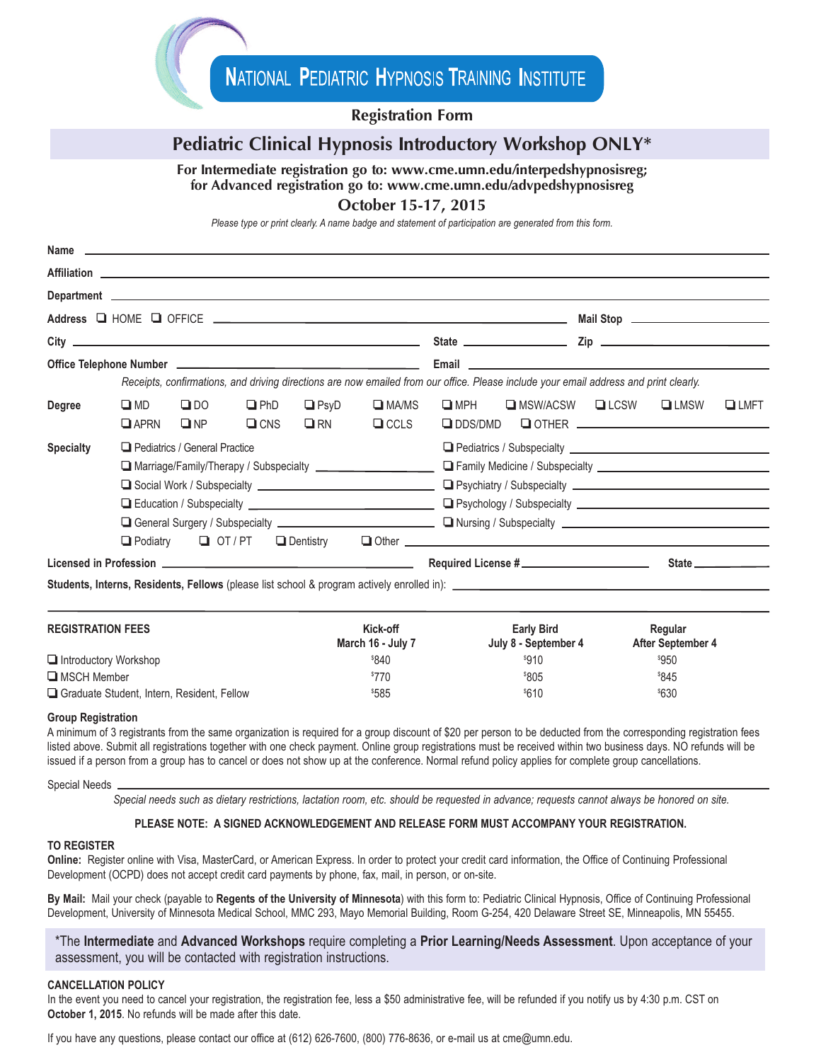# NATIONAL PEDIATRIC HYPNOSIS TRAINING INSTITUTE

**Registration Form**

## Pediatric Clinical Hypnosis Introductory Workshop ONLY*

**For Intermediate registration go to: www.cme.umn.edu/interpedshypnosisreg;**
**for Advanced registration go to: www.cme.umn.edu/advpedshypnosisreg**

**October 15-17, 2015**

*Please type or print clearly. A name badge and statement of participation are generated from this form.*

**Name** ______________________________

**Affiliation** ______________________________

**Department** ______________________________

**Address** ❑ HOME ❑ OFFICE ______________________________ **Mail Stop** __________

**City** ______________________________ **State** __________ **Zip** __________

**Office Telephone Number** ______________________________ **Email** ______________________________

*Receipts, confirmations, and driving directions are now emailed from our office. Please include your email address and print clearly.*

**Degree** ❑ MD ❑ DO ❑ PhD ❑ PsyD ❑ MA/MS ❑ MPH ❑ MSW/ACSW ❑ LCSW ❑ LMSW ❑ LMFT
❑ APRN ❑ NP ❑ CNS ❑ RN ❑ CCLS ❑ DDS/DMD ❑ OTHER __________

**Specialty**
❑ Pediatrics / General Practice
❑ Pediatrics / Subspecialty __________
❑ Marriage/Family/Therapy / Subspecialty __________
❑ Family Medicine / Subspecialty __________
❑ Social Work / Subspecialty __________
❑ Psychiatry / Subspecialty __________
❑ Education / Subspecialty __________
❑ Psychology / Subspecialty __________
❑ General Surgery / Subspecialty __________
❑ Nursing / Subspecialty __________
❑ Podiatry ❑ OT / PT ❑ Dentistry ❑ Other __________

**Licensed in Profession** __________ **Required License #** __________ **State** __________

**Students, Interns, Residents, Fellows** (please list school & program actively enrolled in): __________

| REGISTRATION FEES | Kick-off<br>March 16 - July 7 | Early Bird<br>July 8 - September 4 | Regular<br>After September 4 |
|---|---|---|---|
| ❑ Introductory Workshop | $840 | $910 | $950 |
| ❑ MSCH Member | $770 | $805 | $845 |
| ❑ Graduate Student, Intern, Resident, Fellow | $585 | $610 | $630 |

**Group Registration**
A minimum of 3 registrants from the same organization is required for a group discount of $20 per person to be deducted from the corresponding registration fees listed above. Submit all registrations together with one check payment. Online group registrations must be received within two business days. NO refunds will be issued if a person from a group has to cancel or does not show up at the conference. Normal refund policy applies for complete group cancellations.

Special Needs ______________________________

*Special needs such as dietary restrictions, lactation room, etc. should be requested in advance; requests cannot always be honored on site.*

**PLEASE NOTE: A SIGNED ACKNOWLEDGEMENT AND RELEASE FORM MUST ACCOMPANY YOUR REGISTRATION.**

**TO REGISTER**

**Online:** Register online with Visa, MasterCard, or American Express. In order to protect your credit card information, the Office of Continuing Professional Development (OCPD) does not accept credit card payments by phone, fax, mail, in person, or on-site.

**By Mail:** Mail your check (payable to **Regents of the University of Minnesota**) with this form to: Pediatric Clinical Hypnosis, Office of Continuing Professional Development, University of Minnesota Medical School, MMC 293, Mayo Memorial Building, Room G-254, 420 Delaware Street SE, Minneapolis, MN 55455.

*The **Intermediate** and **Advanced Workshops** require completing a **Prior Learning/Needs Assessment**. Upon acceptance of your assessment, you will be contacted with registration instructions.

**CANCELLATION POLICY**

In the event you need to cancel your registration, the registration fee, less a $50 administrative fee, will be refunded if you notify us by 4:30 p.m. CST on **October 1, 2015**. No refunds will be made after this date.

If you have any questions, please contact our office at (612) 626-7600, (800) 776-8636, or e-mail us at cme@umn.edu.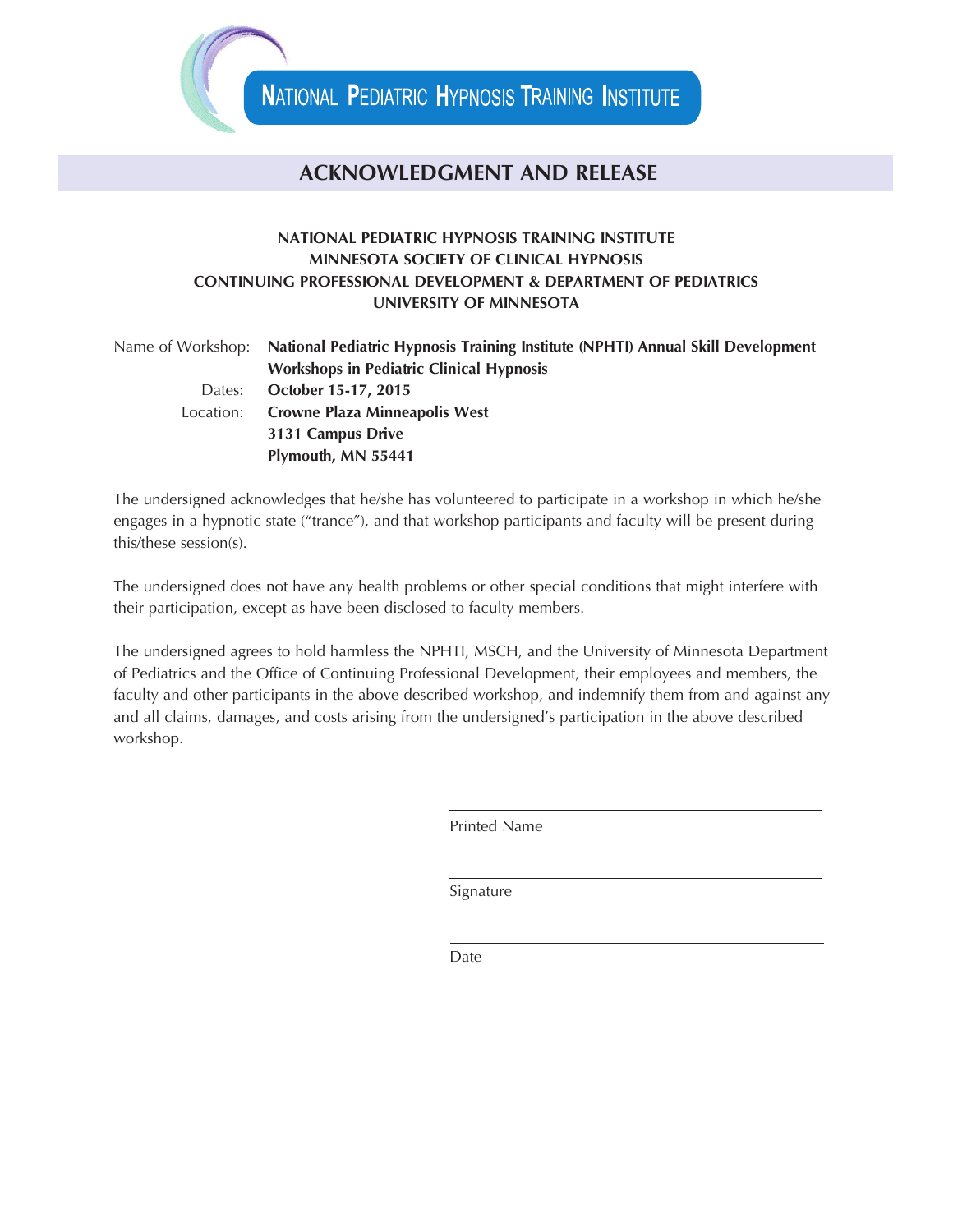NATIONAL PEDIATRIC HYPNOSIS TRAINING INSTITUTE

# ACKNOWLEDGMENT AND RELEASE

**NATIONAL PEDIATRIC HYPNOSIS TRAINING INSTITUTE**
**MINNESOTA SOCIETY OF CLINICAL HYPNOSIS**
**CONTINUING PROFESSIONAL DEVELOPMENT & DEPARTMENT OF PEDIATRICS**
**UNIVERSITY OF MINNESOTA**

Name of Workshop: **National Pediatric Hypnosis Training Institute (NPHTI) Annual Skill Development Workshops in Pediatric Clinical Hypnosis**

Dates: **October 15-17, 2015**

Location: **Crowne Plaza Minneapolis West**
**3131 Campus Drive**
**Plymouth, MN 55441**

The undersigned acknowledges that he/she has volunteered to participate in a workshop in which he/she engages in a hypnotic state ("trance"), and that workshop participants and faculty will be present during this/these session(s).

The undersigned does not have any health problems or other special conditions that might interfere with their participation, except as have been disclosed to faculty members.

The undersigned agrees to hold harmless the NPHTI, MSCH, and the University of Minnesota Department of Pediatrics and the Office of Continuing Professional Development, their employees and members, the faculty and other participants in the above described workshop, and indemnify them from and against any and all claims, damages, and costs arising from the undersigned's participation in the above described workshop.

\_\_\_\_\_\_\_\_\_\_\_\_\_\_\_\_\_\_\_\_\_\_\_\_\_\_\_\_\_\_\_\_\_\_\_\_

Printed Name

\_\_\_\_\_\_\_\_\_\_\_\_\_\_\_\_\_\_\_\_\_\_\_\_\_\_\_\_\_\_\_\_\_\_\_\_

Signature

\_\_\_\_\_\_\_\_\_\_\_\_\_\_\_\_\_\_\_\_\_\_\_\_\_\_\_\_\_\_\_\_\_\_\_\_

Date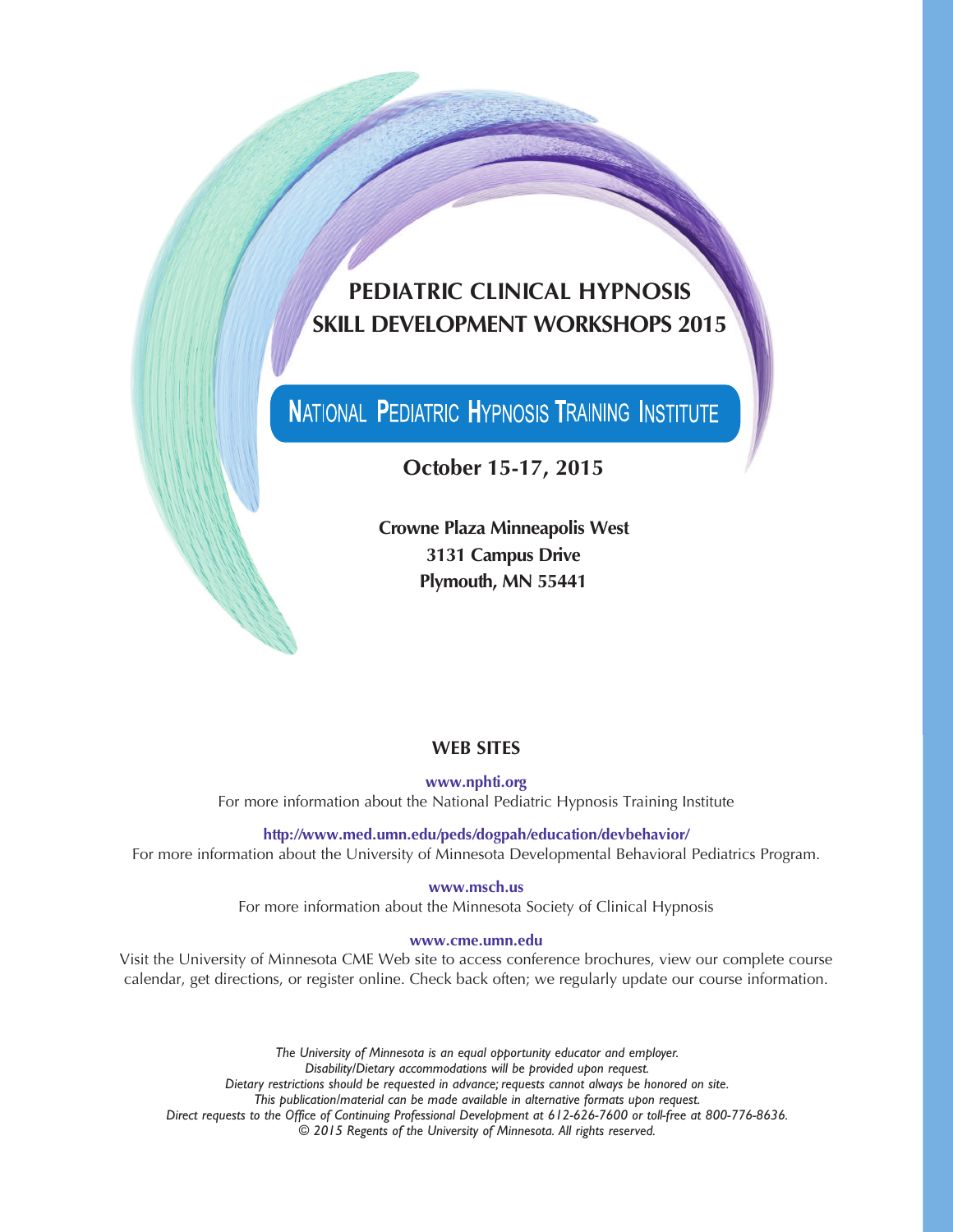# PEDIATRIC CLINICAL HYPNOSIS SKILL DEVELOPMENT WORKSHOPS 2015

## NATIONAL PEDIATRIC HYPNOSIS TRAINING INSTITUTE

**October 15-17, 2015**

**Crowne Plaza Minneapolis West**
**3131 Campus Drive**
**Plymouth, MN 55441**

## WEB SITES

**www.nphti.org**
For more information about the National Pediatric Hypnosis Training Institute

**http://www.med.umn.edu/peds/dogpah/education/devbehavior/**
For more information about the University of Minnesota Developmental Behavioral Pediatrics Program.

**www.msch.us**
For more information about the Minnesota Society of Clinical Hypnosis

**www.cme.umn.edu**
Visit the University of Minnesota CME Web site to access conference brochures, view our complete course calendar, get directions, or register online. Check back often; we regularly update our course information.

*The University of Minnesota is an equal opportunity educator and employer.*
*Disability/Dietary accommodations will be provided upon request.*
*Dietary restrictions should be requested in advance; requests cannot always be honored on site.*
*This publication/material can be made available in alternative formats upon request.*
*Direct requests to the Office of Continuing Professional Development at 612-626-7600 or toll-free at 800-776-8636.*
*© 2015 Regents of the University of Minnesota. All rights reserved.*